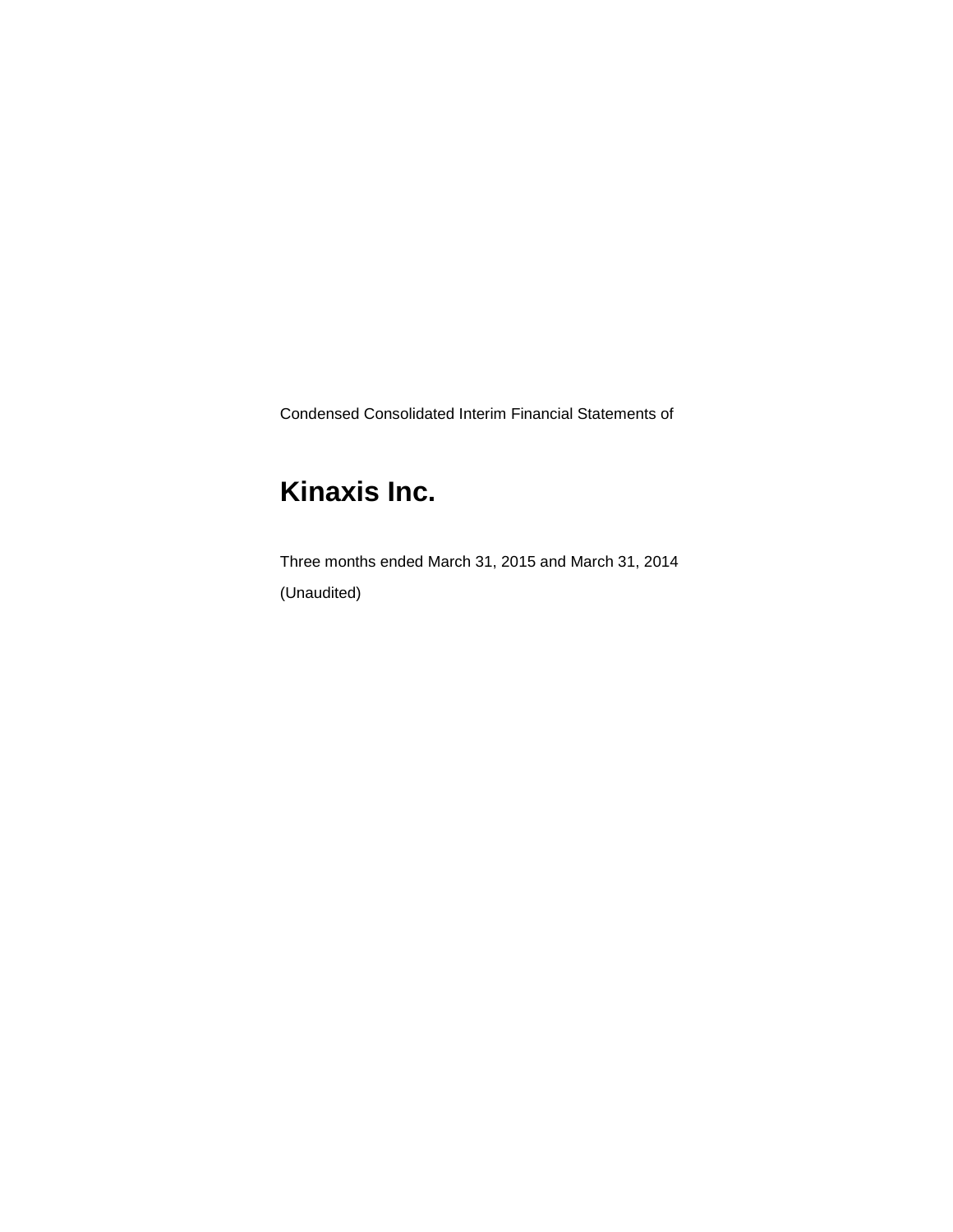Condensed Consolidated Interim Financial Statements of

# Kinaxis Inc.

Three months ended March 31, 2015 and March 31, 2014

(Unaudited)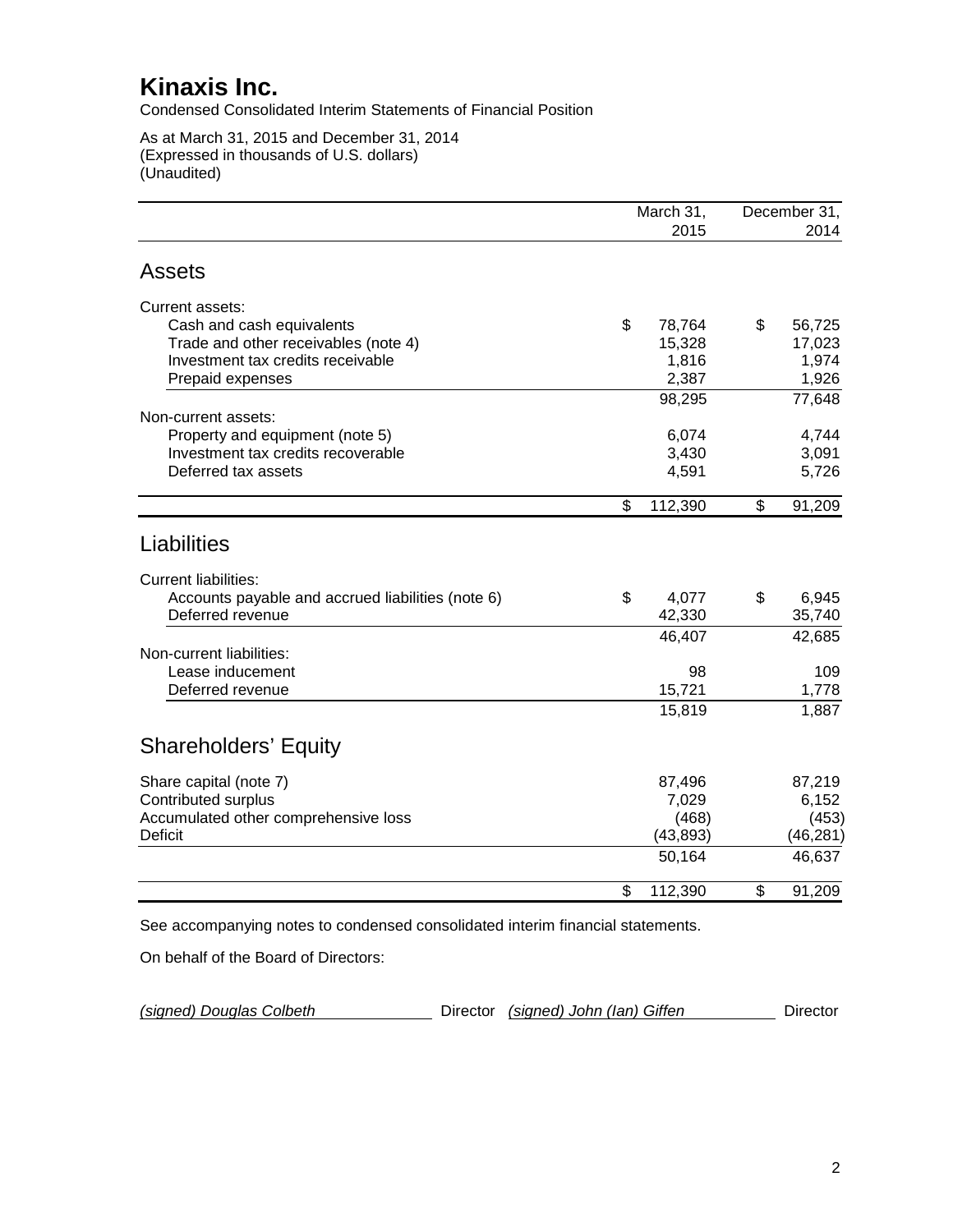# Kinaxis Inc.

Condensed Consolidated Interim Statements of Financial Position

As at March 31, 2015 and December 31, 2014
(Expressed in thousands of U.S. dollars)
(Unaudited)

| | March 31, 2015 | December 31, 2014 |
|---|---|---|
| **Assets** | | |
| Current assets: | | |
| Cash and cash equivalents | $ 78,764 | $ 56,725 |
| Trade and other receivables (note 4) | 15,328 | 17,023 |
| Investment tax credits receivable | 1,816 | 1,974 |
| Prepaid expenses | 2,387 | 1,926 |
| | 98,295 | 77,648 |
| Non-current assets: | | |
| Property and equipment (note 5) | 6,074 | 4,744 |
| Investment tax credits recoverable | 3,430 | 3,091 |
| Deferred tax assets | 4,591 | 5,726 |
| | $ 112,390 | $ 91,209 |
| **Liabilities** | | |
| Current liabilities: | | |
| Accounts payable and accrued liabilities (note 6) | $ 4,077 | $ 6,945 |
| Deferred revenue | 42,330 | 35,740 |
| | 46,407 | 42,685 |
| Non-current liabilities: | | |
| Lease inducement | 98 | 109 |
| Deferred revenue | 15,721 | 1,778 |
| | 15,819 | 1,887 |
| **Shareholders' Equity** | | |
| Share capital (note 7) | 87,496 | 87,219 |
| Contributed surplus | 7,029 | 6,152 |
| Accumulated other comprehensive loss | (468) | (453) |
| Deficit | (43,893) | (46,281) |
| | 50,164 | 46,637 |
| | $ 112,390 | $ 91,209 |

See accompanying notes to condensed consolidated interim financial statements.

On behalf of the Board of Directors:

*(signed) Douglas Colbeth* Director *(signed) John (Ian) Giffen* Director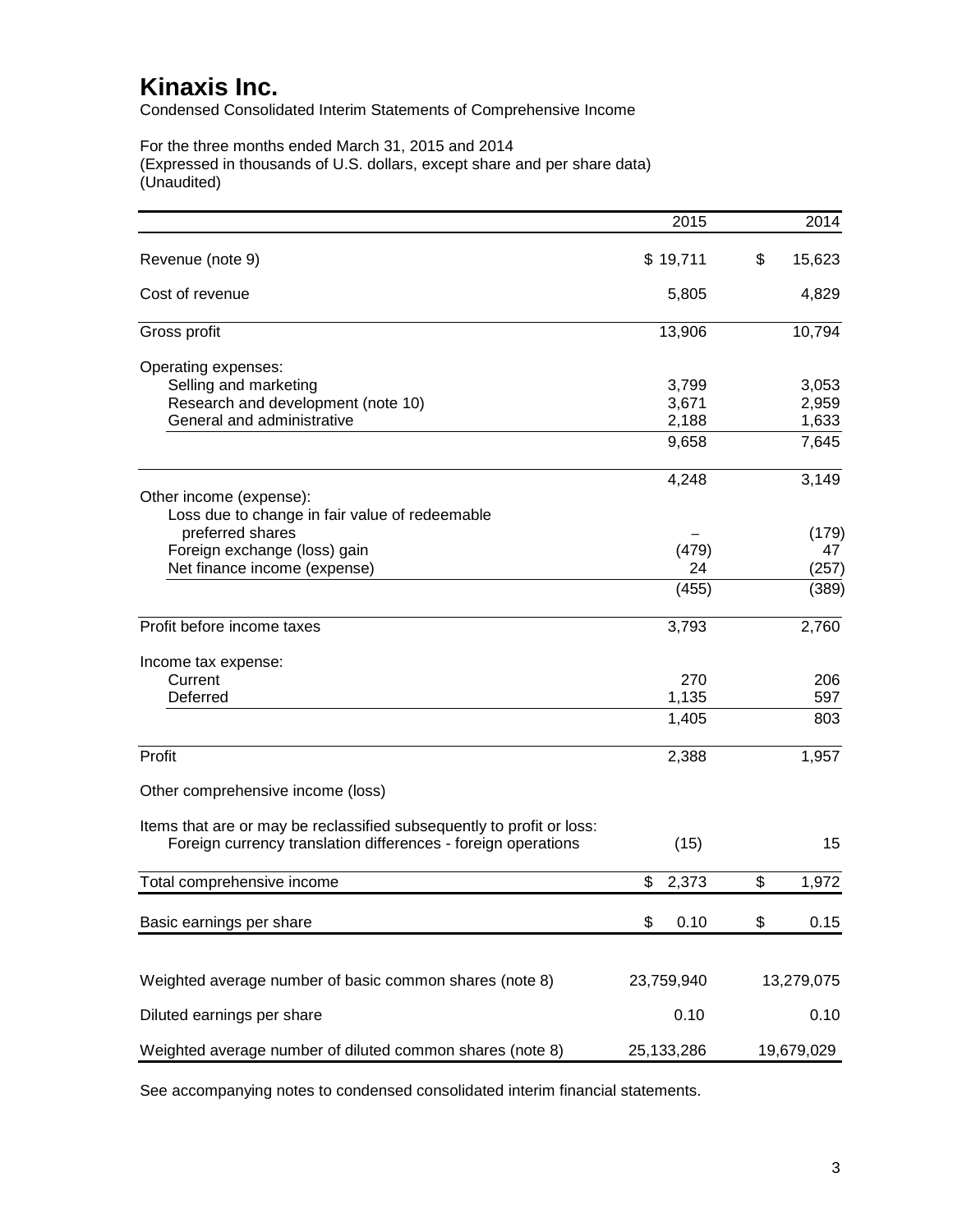# Kinaxis Inc.

Condensed Consolidated Interim Statements of Comprehensive Income

For the three months ended March 31, 2015 and 2014
(Expressed in thousands of U.S. dollars, except share and per share data)
(Unaudited)

| | 2015 | 2014 |
|---|---|---|
| Revenue (note 9) | $ 19,711 | $ 15,623 |
| Cost of revenue | 5,805 | 4,829 |
| Gross profit | 13,906 | 10,794 |
| Operating expenses: | | |
| Selling and marketing | 3,799 | 3,053 |
| Research and development (note 10) | 3,671 | 2,959 |
| General and administrative | 2,188 | 1,633 |
| | 9,658 | 7,645 |
| | 4,248 | 3,149 |
| Other income (expense): | | |
| Loss due to change in fair value of redeemable preferred shares | – | (179) |
| Foreign exchange (loss) gain | (479) | 47 |
| Net finance income (expense) | 24 | (257) |
| | (455) | (389) |
| Profit before income taxes | 3,793 | 2,760 |
| Income tax expense: | | |
| Current | 270 | 206 |
| Deferred | 1,135 | 597 |
| | 1,405 | 803 |
| Profit | 2,388 | 1,957 |
| Other comprehensive income (loss) | | |
| Items that are or may be reclassified subsequently to profit or loss: | | |
| Foreign currency translation differences - foreign operations | (15) | 15 |
| Total comprehensive income | $ 2,373 | $ 1,972 |
| Basic earnings per share | $ 0.10 | $ 0.15 |
| Weighted average number of basic common shares (note 8) | 23,759,940 | 13,279,075 |
| Diluted earnings per share | 0.10 | 0.10 |
| Weighted average number of diluted common shares (note 8) | 25,133,286 | 19,679,029 |

See accompanying notes to condensed consolidated interim financial statements.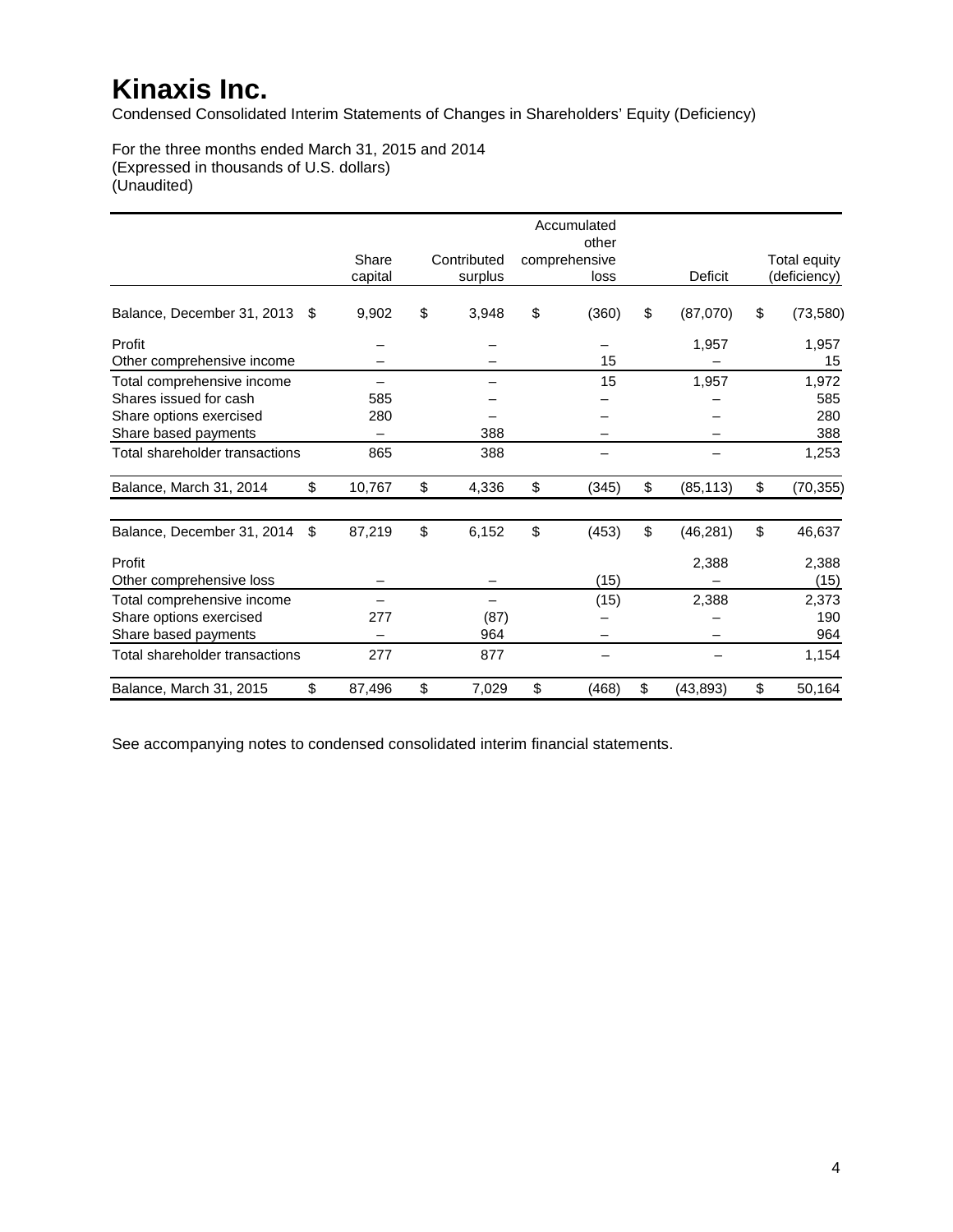# Kinaxis Inc.

Condensed Consolidated Interim Statements of Changes in Shareholders' Equity (Deficiency)

For the three months ended March 31, 2015 and 2014
(Expressed in thousands of U.S. dollars)
(Unaudited)

| | Share capital | Contributed surplus | Accumulated other comprehensive loss | Deficit | Total equity (deficiency) |
|---|---|---|---|---|---|
| Balance, December 31, 2013 | $ 9,902 | $ 3,948 | $ (360) | $ (87,070) | $ (73,580) |
| Profit | – | – | – | 1,957 | 1,957 |
| Other comprehensive income | – | – | 15 | – | 15 |
| Total comprehensive income | – | – | 15 | 1,957 | 1,972 |
| Shares issued for cash | 585 | – | – | – | 585 |
| Share options exercised | 280 | – | – | – | 280 |
| Share based payments | – | 388 | – | – | 388 |
| Total shareholder transactions | 865 | 388 | – | – | 1,253 |
| Balance, March 31, 2014 | $ 10,767 | $ 4,336 | $ (345) | $ (85,113) | $ (70,355) |
| | | | | | |
| Balance, December 31, 2014 | $ 87,219 | $ 6,152 | $ (453) | $ (46,281) | $ 46,637 |
| Profit | | | | 2,388 | 2,388 |
| Other comprehensive loss | – | – | (15) | – | (15) |
| Total comprehensive income | – | – | (15) | 2,388 | 2,373 |
| Share options exercised | 277 | (87) | – | – | 190 |
| Share based payments | – | 964 | – | – | 964 |
| Total shareholder transactions | 277 | 877 | – | – | 1,154 |
| Balance, March 31, 2015 | $ 87,496 | $ 7,029 | $ (468) | $ (43,893) | $ 50,164 |

See accompanying notes to condensed consolidated interim financial statements.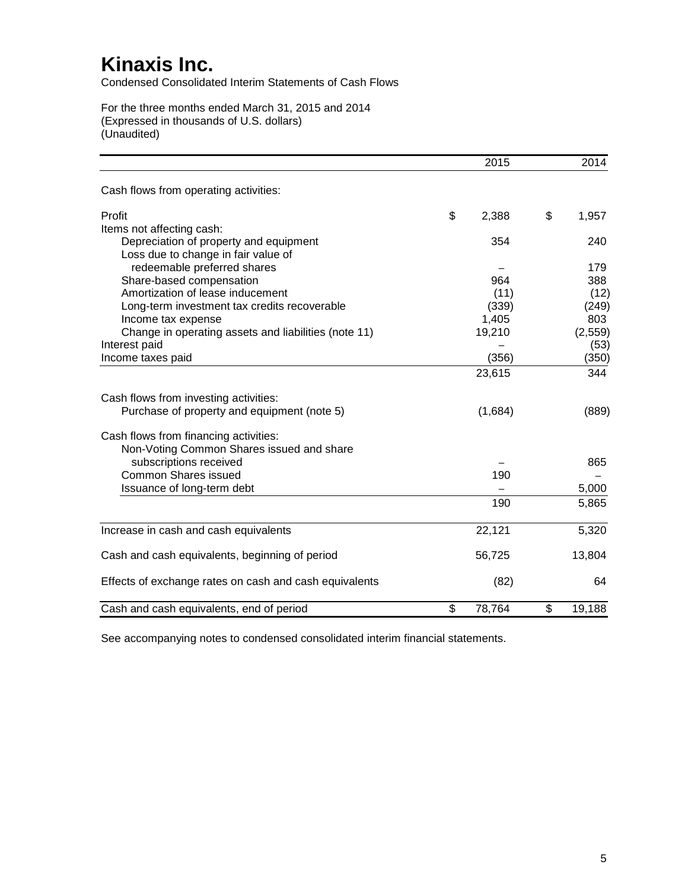# Kinaxis Inc.

Condensed Consolidated Interim Statements of Cash Flows

For the three months ended March 31, 2015 and 2014
(Expressed in thousands of U.S. dollars)
(Unaudited)

| | 2015 | 2014 |
|---|---|---|
| Cash flows from operating activities: | | |
| Profit | $ 2,388 | $ 1,957 |
| Items not affecting cash: | | |
| Depreciation of property and equipment | 354 | 240 |
| Loss due to change in fair value of redeemable preferred shares | – | 179 |
| Share-based compensation | 964 | 388 |
| Amortization of lease inducement | (11) | (12) |
| Long-term investment tax credits recoverable | (339) | (249) |
| Income tax expense | 1,405 | 803 |
| Change in operating assets and liabilities (note 11) | 19,210 | (2,559) |
| Interest paid | – | (53) |
| Income taxes paid | (356) | (350) |
| | 23,615 | 344 |
| Cash flows from investing activities: | | |
| Purchase of property and equipment (note 5) | (1,684) | (889) |
| Cash flows from financing activities: | | |
| Non-Voting Common Shares issued and share subscriptions received | – | 865 |
| Common Shares issued | 190 | – |
| Issuance of long-term debt | – | 5,000 |
| | 190 | 5,865 |
| Increase in cash and cash equivalents | 22,121 | 5,320 |
| Cash and cash equivalents, beginning of period | 56,725 | 13,804 |
| Effects of exchange rates on cash and cash equivalents | (82) | 64 |
| Cash and cash equivalents, end of period | $ 78,764 | $ 19,188 |

See accompanying notes to condensed consolidated interim financial statements.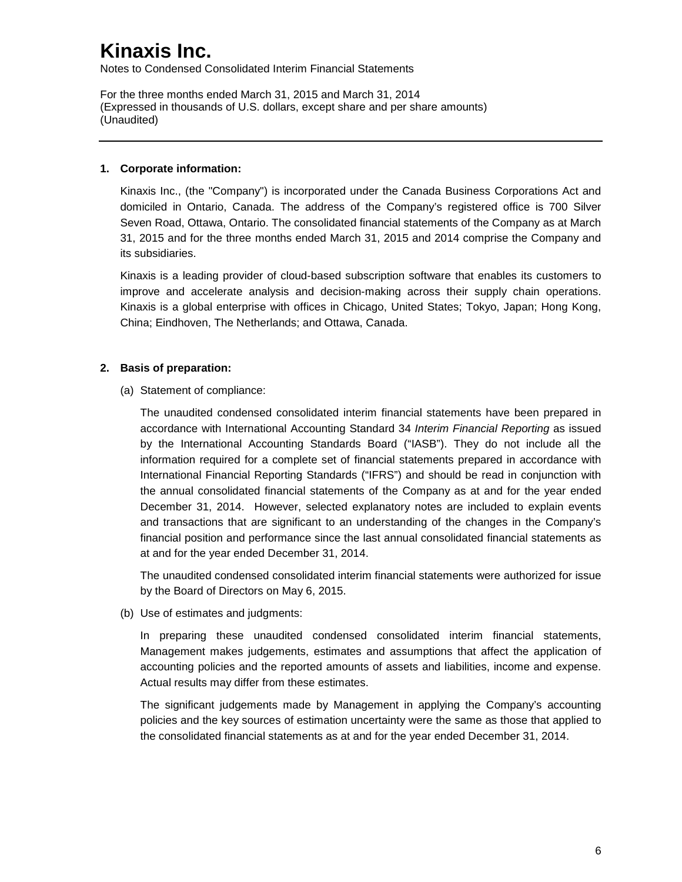# Kinaxis Inc.

Notes to Condensed Consolidated Interim Financial Statements

For the three months ended March 31, 2015 and March 31, 2014
(Expressed in thousands of U.S. dollars, except share and per share amounts)
(Unaudited)

---

## 1. Corporate information:

Kinaxis Inc., (the "Company") is incorporated under the Canada Business Corporations Act and domiciled in Ontario, Canada. The address of the Company's registered office is 700 Silver Seven Road, Ottawa, Ontario. The consolidated financial statements of the Company as at March 31, 2015 and for the three months ended March 31, 2015 and 2014 comprise the Company and its subsidiaries.

Kinaxis is a leading provider of cloud-based subscription software that enables its customers to improve and accelerate analysis and decision-making across their supply chain operations. Kinaxis is a global enterprise with offices in Chicago, United States; Tokyo, Japan; Hong Kong, China; Eindhoven, The Netherlands; and Ottawa, Canada.

## 2. Basis of preparation:

(a) Statement of compliance:

The unaudited condensed consolidated interim financial statements have been prepared in accordance with International Accounting Standard 34 *Interim Financial Reporting* as issued by the International Accounting Standards Board ("IASB"). They do not include all the information required for a complete set of financial statements prepared in accordance with International Financial Reporting Standards ("IFRS") and should be read in conjunction with the annual consolidated financial statements of the Company as at and for the year ended December 31, 2014. However, selected explanatory notes are included to explain events and transactions that are significant to an understanding of the changes in the Company's financial position and performance since the last annual consolidated financial statements as at and for the year ended December 31, 2014.

The unaudited condensed consolidated interim financial statements were authorized for issue by the Board of Directors on May 6, 2015.

(b) Use of estimates and judgments:

In preparing these unaudited condensed consolidated interim financial statements, Management makes judgements, estimates and assumptions that affect the application of accounting policies and the reported amounts of assets and liabilities, income and expense. Actual results may differ from these estimates.

The significant judgements made by Management in applying the Company's accounting policies and the key sources of estimation uncertainty were the same as those that applied to the consolidated financial statements as at and for the year ended December 31, 2014.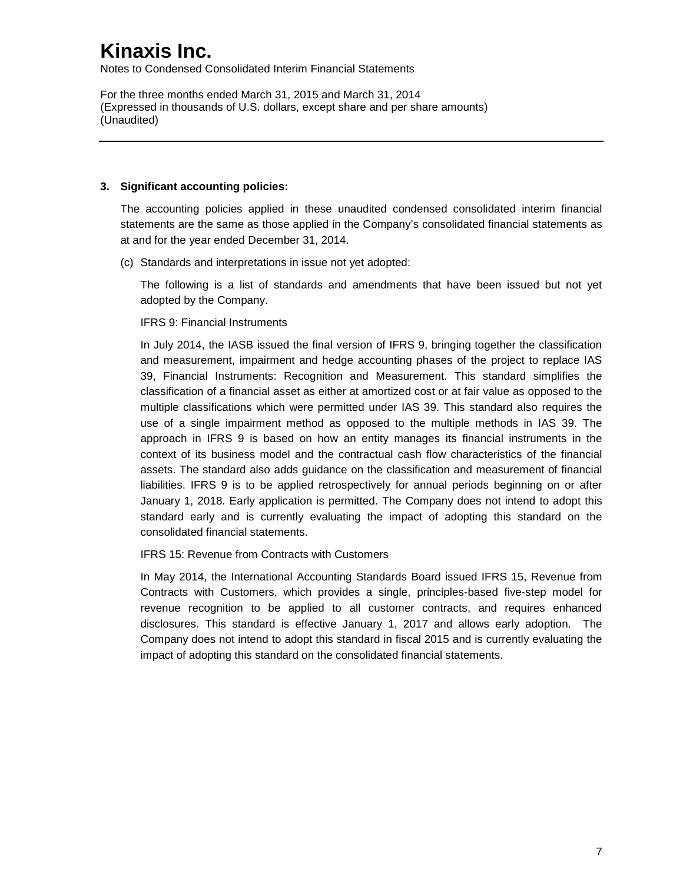# Kinaxis Inc.

Notes to Condensed Consolidated Interim Financial Statements

For the three months ended March 31, 2015 and March 31, 2014
(Expressed in thousands of U.S. dollars, except share and per share amounts)
(Unaudited)

---

**3. Significant accounting policies:**

The accounting policies applied in these unaudited condensed consolidated interim financial statements are the same as those applied in the Company's consolidated financial statements as at and for the year ended December 31, 2014.

(c) Standards and interpretations in issue not yet adopted:

The following is a list of standards and amendments that have been issued but not yet adopted by the Company.

IFRS 9: Financial Instruments

In July 2014, the IASB issued the final version of IFRS 9, bringing together the classification and measurement, impairment and hedge accounting phases of the project to replace IAS 39, Financial Instruments: Recognition and Measurement. This standard simplifies the classification of a financial asset as either at amortized cost or at fair value as opposed to the multiple classifications which were permitted under IAS 39. This standard also requires the use of a single impairment method as opposed to the multiple methods in IAS 39. The approach in IFRS 9 is based on how an entity manages its financial instruments in the context of its business model and the contractual cash flow characteristics of the financial assets. The standard also adds guidance on the classification and measurement of financial liabilities. IFRS 9 is to be applied retrospectively for annual periods beginning on or after January 1, 2018. Early application is permitted. The Company does not intend to adopt this standard early and is currently evaluating the impact of adopting this standard on the consolidated financial statements.

IFRS 15: Revenue from Contracts with Customers

In May 2014, the International Accounting Standards Board issued IFRS 15, Revenue from Contracts with Customers, which provides a single, principles-based five-step model for revenue recognition to be applied to all customer contracts, and requires enhanced disclosures. This standard is effective January 1, 2017 and allows early adoption. The Company does not intend to adopt this standard in fiscal 2015 and is currently evaluating the impact of adopting this standard on the consolidated financial statements.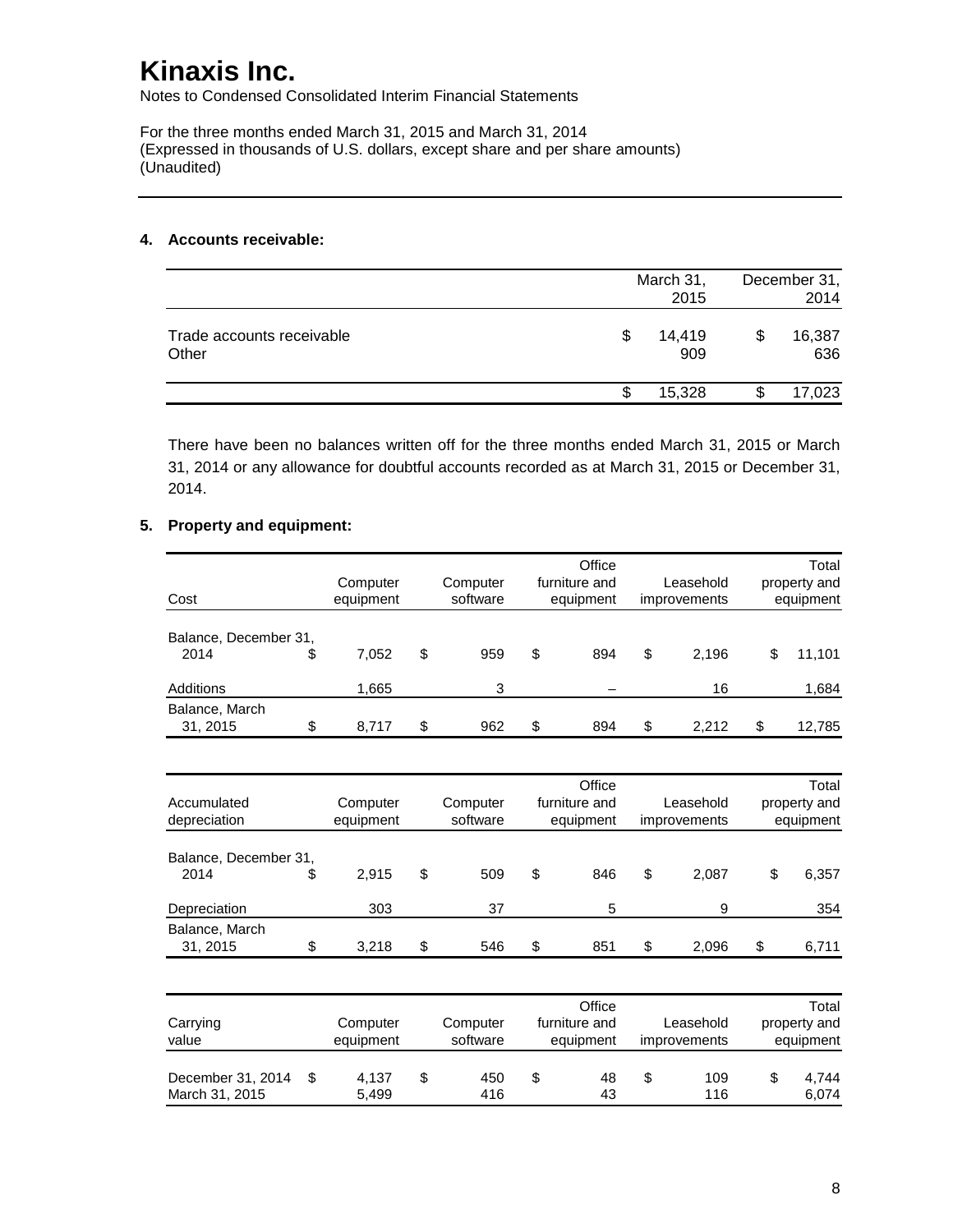# Kinaxis Inc.

Notes to Condensed Consolidated Interim Financial Statements

For the three months ended March 31, 2015 and March 31, 2014
(Expressed in thousands of U.S. dollars, except share and per share amounts)
(Unaudited)

## 4. Accounts receivable:

| | March 31, 2015 | December 31, 2014 |
|---|---|---|
| Trade accounts receivable | $ 14,419 | $ 16,387 |
| Other | 909 | 636 |
| | $ 15,328 | $ 17,023 |

There have been no balances written off for the three months ended March 31, 2015 or March 31, 2014 or any allowance for doubtful accounts recorded as at March 31, 2015 or December 31, 2014.

## 5. Property and equipment:

| Cost | Computer equipment | Computer software | Office furniture and equipment | Leasehold improvements | Total property and equipment |
|---|---|---|---|---|---|
| Balance, December 31, 2014 | $ 7,052 | $ 959 | $ 894 | $ 2,196 | $ 11,101 |
| Additions | 1,665 | 3 | – | 16 | 1,684 |
| Balance, March 31, 2015 | $ 8,717 | $ 962 | $ 894 | $ 2,212 | $ 12,785 |

| Accumulated depreciation | Computer equipment | Computer software | Office furniture and equipment | Leasehold improvements | Total property and equipment |
|---|---|---|---|---|---|
| Balance, December 31, 2014 | $ 2,915 | $ 509 | $ 846 | $ 2,087 | $ 6,357 |
| Depreciation | 303 | 37 | 5 | 9 | 354 |
| Balance, March 31, 2015 | $ 3,218 | $ 546 | $ 851 | $ 2,096 | $ 6,711 |

| Carrying value | Computer equipment | Computer software | Office furniture and equipment | Leasehold improvements | Total property and equipment |
|---|---|---|---|---|---|
| December 31, 2014 | $ 4,137 | $ 450 | $ 48 | $ 109 | $ 4,744 |
| March 31, 2015 | 5,499 | 416 | 43 | 116 | 6,074 |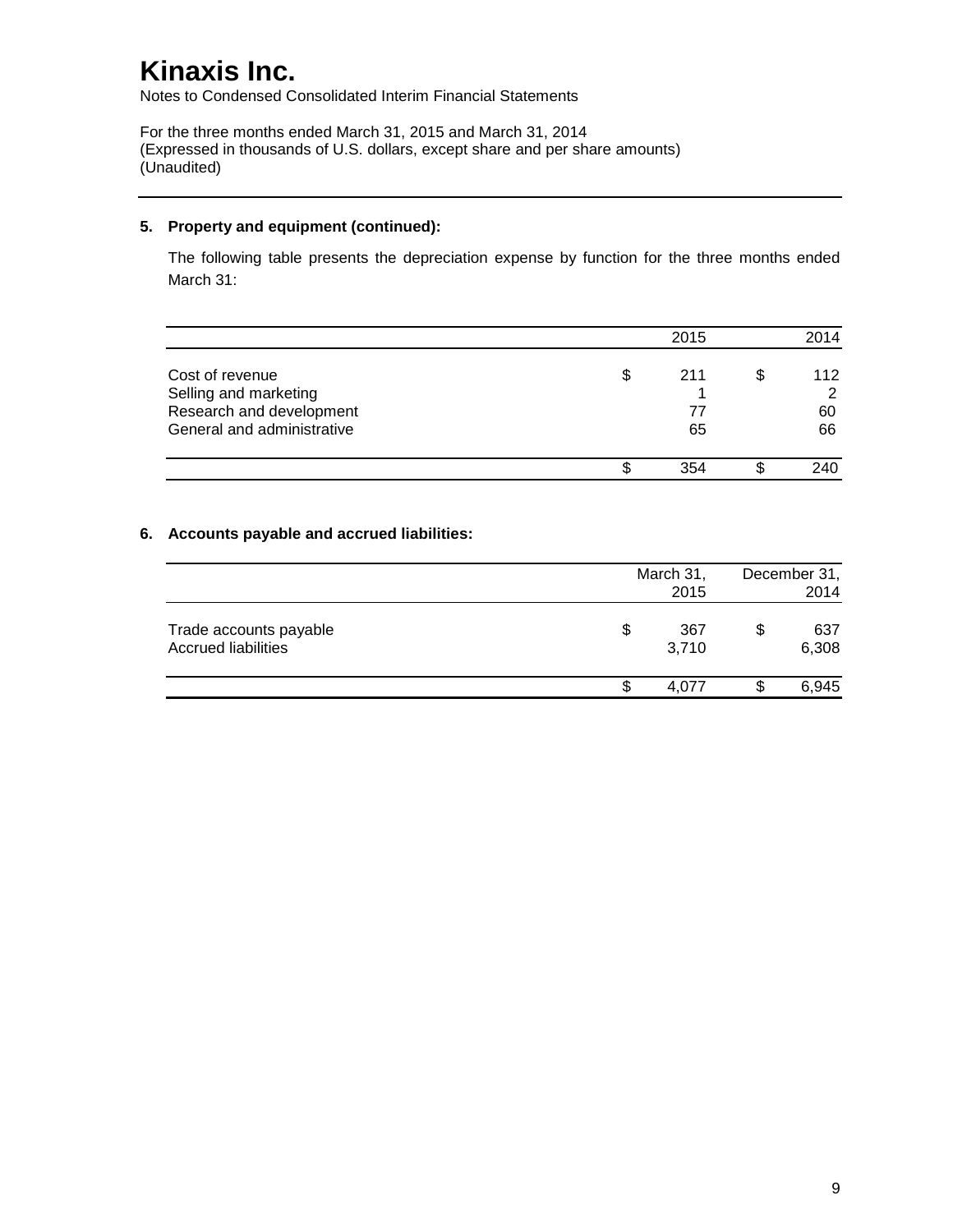# Kinaxis Inc.

Notes to Condensed Consolidated Interim Financial Statements

For the three months ended March 31, 2015 and March 31, 2014
(Expressed in thousands of U.S. dollars, except share and per share amounts)
(Unaudited)

**5. Property and equipment (continued):**

The following table presents the depreciation expense by function for the three months ended March 31:

| | 2015 | 2014 |
|---|---|---|
| Cost of revenue | $ 211 | $ 112 |
| Selling and marketing | 1 | 2 |
| Research and development | 77 | 60 |
| General and administrative | 65 | 66 |
| | $ 354 | $ 240 |

**6. Accounts payable and accrued liabilities:**

| | March 31, 2015 | December 31, 2014 |
|---|---|---|
| Trade accounts payable | $ 367 | $ 637 |
| Accrued liabilities | 3,710 | 6,308 |
| | $ 4,077 | $ 6,945 |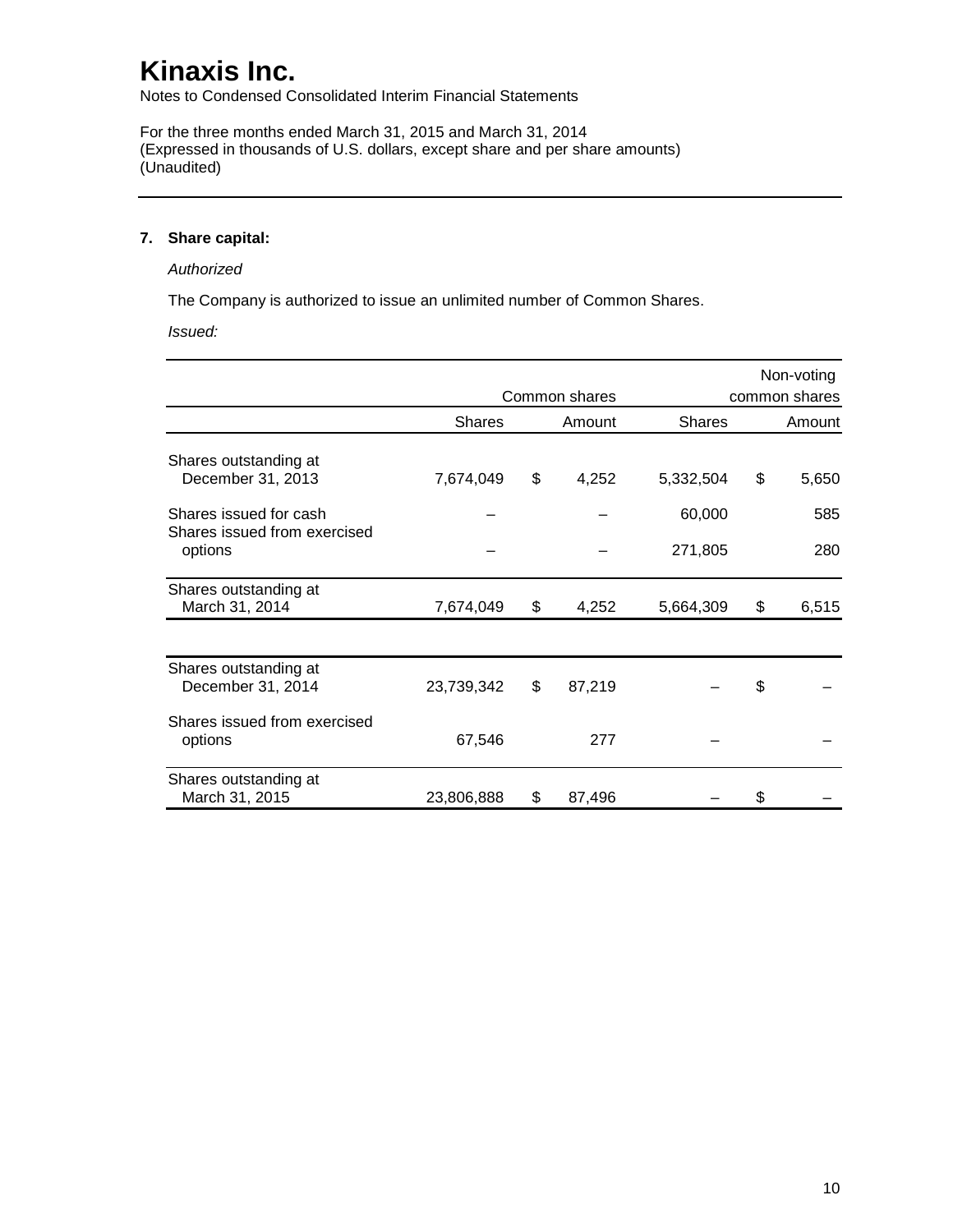# Kinaxis Inc.

Notes to Condensed Consolidated Interim Financial Statements

For the three months ended March 31, 2015 and March 31, 2014
(Expressed in thousands of U.S. dollars, except share and per share amounts)
(Unaudited)

## 7. Share capital:

*Authorized*

The Company is authorized to issue an unlimited number of Common Shares.

*Issued:*

| | Common shares | | Non-voting common shares | |
|---|---|---|---|---|
| | Shares | Amount | Shares | Amount |
| Shares outstanding at December 31, 2013 | 7,674,049 | $ 4,252 | 5,332,504 | $ 5,650 |
| Shares issued for cash | – | – | 60,000 | 585 |
| Shares issued from exercised options | – | – | 271,805 | 280 |
| Shares outstanding at March 31, 2014 | 7,674,049 | $ 4,252 | 5,664,309 | $ 6,515 |
| | | | | |
| Shares outstanding at December 31, 2014 | 23,739,342 | $ 87,219 | – | $ – |
| Shares issued from exercised options | 67,546 | 277 | – | – |
| Shares outstanding at March 31, 2015 | 23,806,888 | $ 87,496 | – | $ – |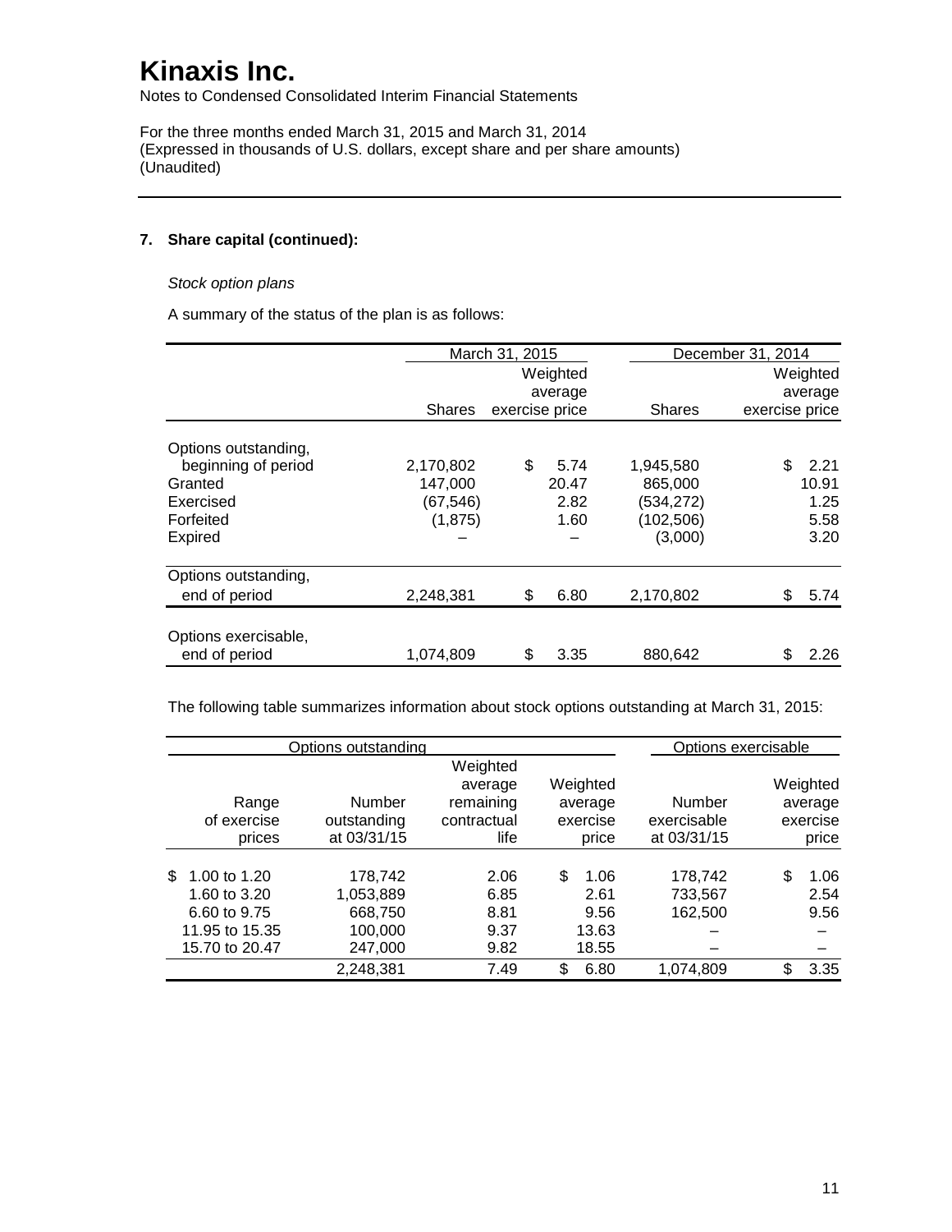# Kinaxis Inc.

Notes to Condensed Consolidated Interim Financial Statements

For the three months ended March 31, 2015 and March 31, 2014
(Expressed in thousands of U.S. dollars, except share and per share amounts)
(Unaudited)

---

**7. Share capital (continued):**

*Stock option plans*

A summary of the status of the plan is as follows:

| | March 31, 2015 | | December 31, 2014 | |
|---|---|---|---|---|
| | Shares | Weighted average exercise price | Shares | Weighted average exercise price |
| Options outstanding, beginning of period | 2,170,802 | $ 5.74 | 1,945,580 | $ 2.21 |
| Granted | 147,000 | 20.47 | 865,000 | 10.91 |
| Exercised | (67,546) | 2.82 | (534,272) | 1.25 |
| Forfeited | (1,875) | 1.60 | (102,506) | 5.58 |
| Expired | – | – | (3,000) | 3.20 |
| Options outstanding, end of period | 2,248,381 | $ 6.80 | 2,170,802 | $ 5.74 |
| Options exercisable, end of period | 1,074,809 | $ 3.35 | 880,642 | $ 2.26 |

The following table summarizes information about stock options outstanding at March 31, 2015:

| Options outstanding | | | | Options exercisable | |
|---|---|---|---|---|---|
| Range of exercise prices | Number outstanding at 03/31/15 | Weighted average remaining contractual life | Weighted average exercise price | Number exercisable at 03/31/15 | Weighted average exercise price |
| $ 1.00 to 1.20 | 178,742 | 2.06 | $ 1.06 | 178,742 | $ 1.06 |
| 1.60 to 3.20 | 1,053,889 | 6.85 | 2.61 | 733,567 | 2.54 |
| 6.60 to 9.75 | 668,750 | 8.81 | 9.56 | 162,500 | 9.56 |
| 11.95 to 15.35 | 100,000 | 9.37 | 13.63 | – | – |
| 15.70 to 20.47 | 247,000 | 9.82 | 18.55 | – | – |
| | 2,248,381 | 7.49 | $ 6.80 | 1,074,809 | $ 3.35 |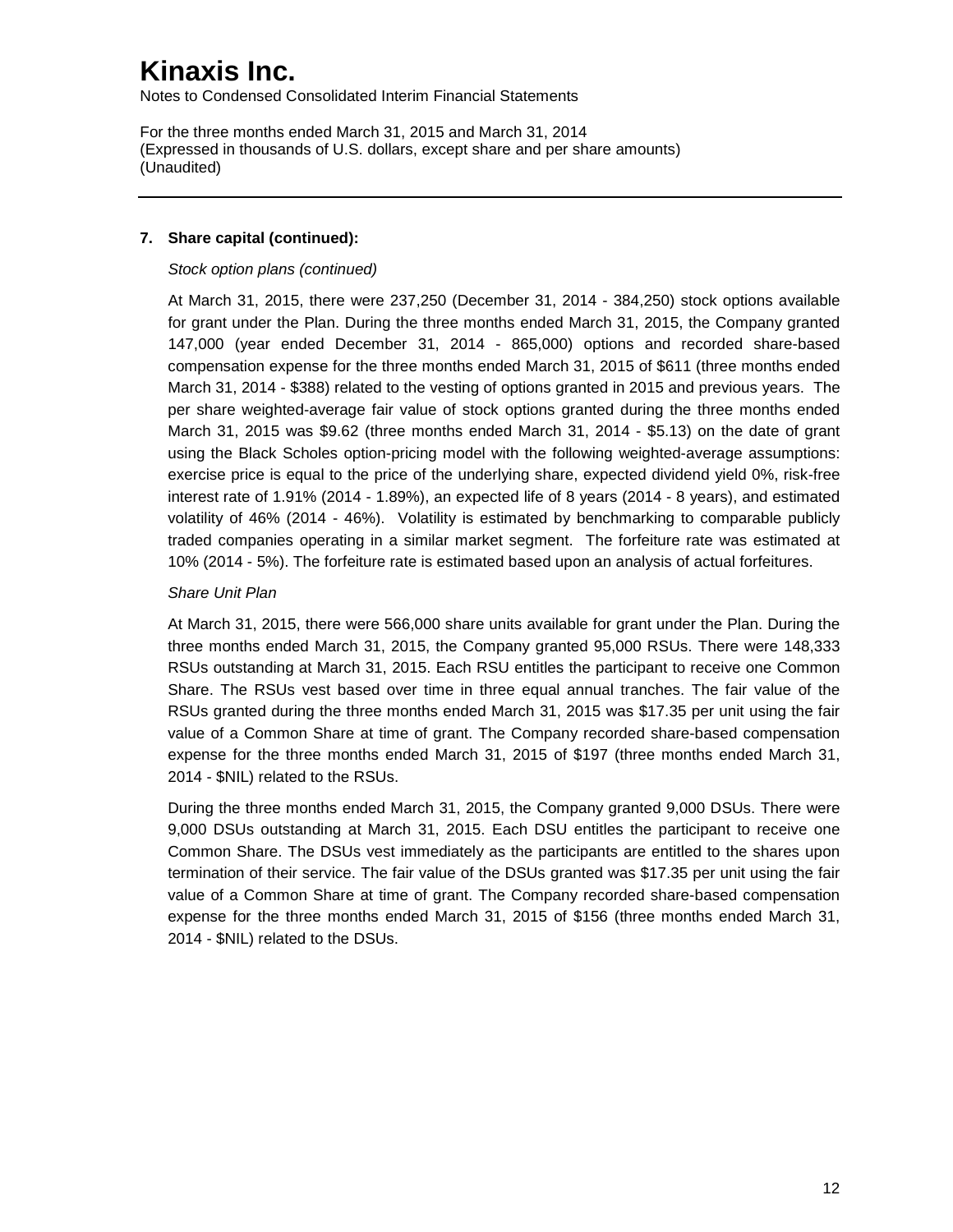**7. Share capital (continued):**

*Stock option plans (continued)*

At March 31, 2015, there were 237,250 (December 31, 2014 - 384,250) stock options available for grant under the Plan. During the three months ended March 31, 2015, the Company granted 147,000 (year ended December 31, 2014 - 865,000) options and recorded share-based compensation expense for the three months ended March 31, 2015 of $611 (three months ended March 31, 2014 - $388) related to the vesting of options granted in 2015 and previous years. The per share weighted-average fair value of stock options granted during the three months ended March 31, 2015 was $9.62 (three months ended March 31, 2014 - $5.13) on the date of grant using the Black Scholes option-pricing model with the following weighted-average assumptions: exercise price is equal to the price of the underlying share, expected dividend yield 0%, risk-free interest rate of 1.91% (2014 - 1.89%), an expected life of 8 years (2014 - 8 years), and estimated volatility of 46% (2014 - 46%). Volatility is estimated by benchmarking to comparable publicly traded companies operating in a similar market segment. The forfeiture rate was estimated at 10% (2014 - 5%). The forfeiture rate is estimated based upon an analysis of actual forfeitures.

*Share Unit Plan*

At March 31, 2015, there were 566,000 share units available for grant under the Plan. During the three months ended March 31, 2015, the Company granted 95,000 RSUs. There were 148,333 RSUs outstanding at March 31, 2015. Each RSU entitles the participant to receive one Common Share. The RSUs vest based over time in three equal annual tranches. The fair value of the RSUs granted during the three months ended March 31, 2015 was $17.35 per unit using the fair value of a Common Share at time of grant. The Company recorded share-based compensation expense for the three months ended March 31, 2015 of $197 (three months ended March 31, 2014 - $NIL) related to the RSUs.

During the three months ended March 31, 2015, the Company granted 9,000 DSUs. There were 9,000 DSUs outstanding at March 31, 2015. Each DSU entitles the participant to receive one Common Share. The DSUs vest immediately as the participants are entitled to the shares upon termination of their service. The fair value of the DSUs granted was $17.35 per unit using the fair value of a Common Share at time of grant. The Company recorded share-based compensation expense for the three months ended March 31, 2015 of $156 (three months ended March 31, 2014 - $NIL) related to the DSUs.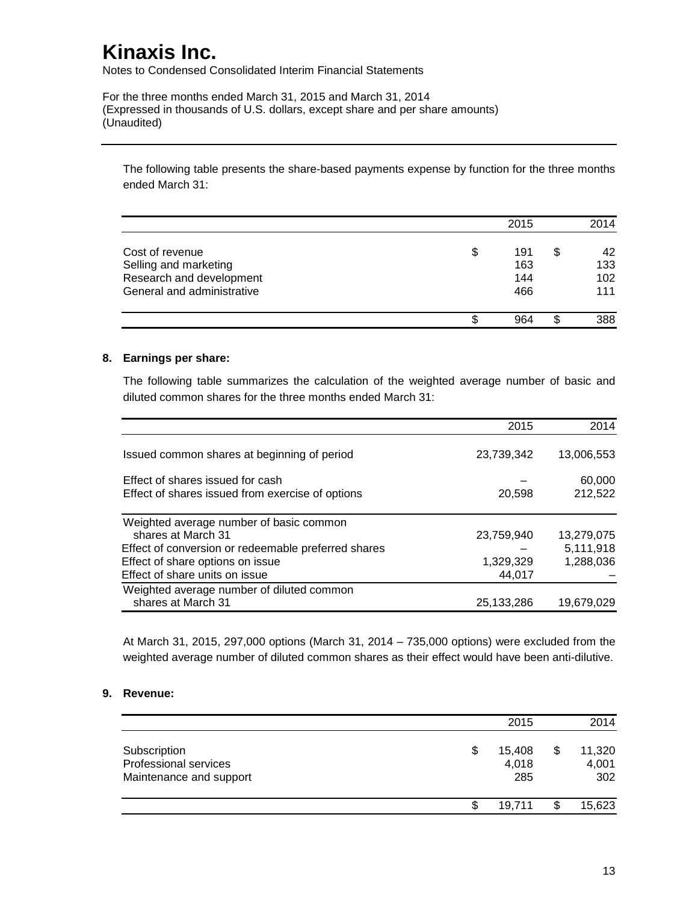The following table presents the share-based payments expense by function for the three months ended March 31:

| | 2015 | 2014 |
|---|---|---|
| Cost of revenue | $ 191 | $ 42 |
| Selling and marketing | 163 | 133 |
| Research and development | 144 | 102 |
| General and administrative | 466 | 111 |
| | $ 964 | $ 388 |

## 8. Earnings per share:

The following table summarizes the calculation of the weighted average number of basic and diluted common shares for the three months ended March 31:

| | 2015 | 2014 |
|---|---|---|
| Issued common shares at beginning of period | 23,739,342 | 13,006,553 |
| Effect of shares issued for cash | – | 60,000 |
| Effect of shares issued from exercise of options | 20,598 | 212,522 |
| Weighted average number of basic common shares at March 31 | 23,759,940 | 13,279,075 |
| Effect of conversion or redeemable preferred shares | – | 5,111,918 |
| Effect of share options on issue | 1,329,329 | 1,288,036 |
| Effect of share units on issue | 44,017 | – |
| Weighted average number of diluted common shares at March 31 | 25,133,286 | 19,679,029 |

At March 31, 2015, 297,000 options (March 31, 2014 – 735,000 options) were excluded from the weighted average number of diluted common shares as their effect would have been anti-dilutive.

## 9. Revenue:

| | 2015 | 2014 |
|---|---|---|
| Subscription | $ 15,408 | $ 11,320 |
| Professional services | 4,018 | 4,001 |
| Maintenance and support | 285 | 302 |
| | $ 19,711 | $ 15,623 |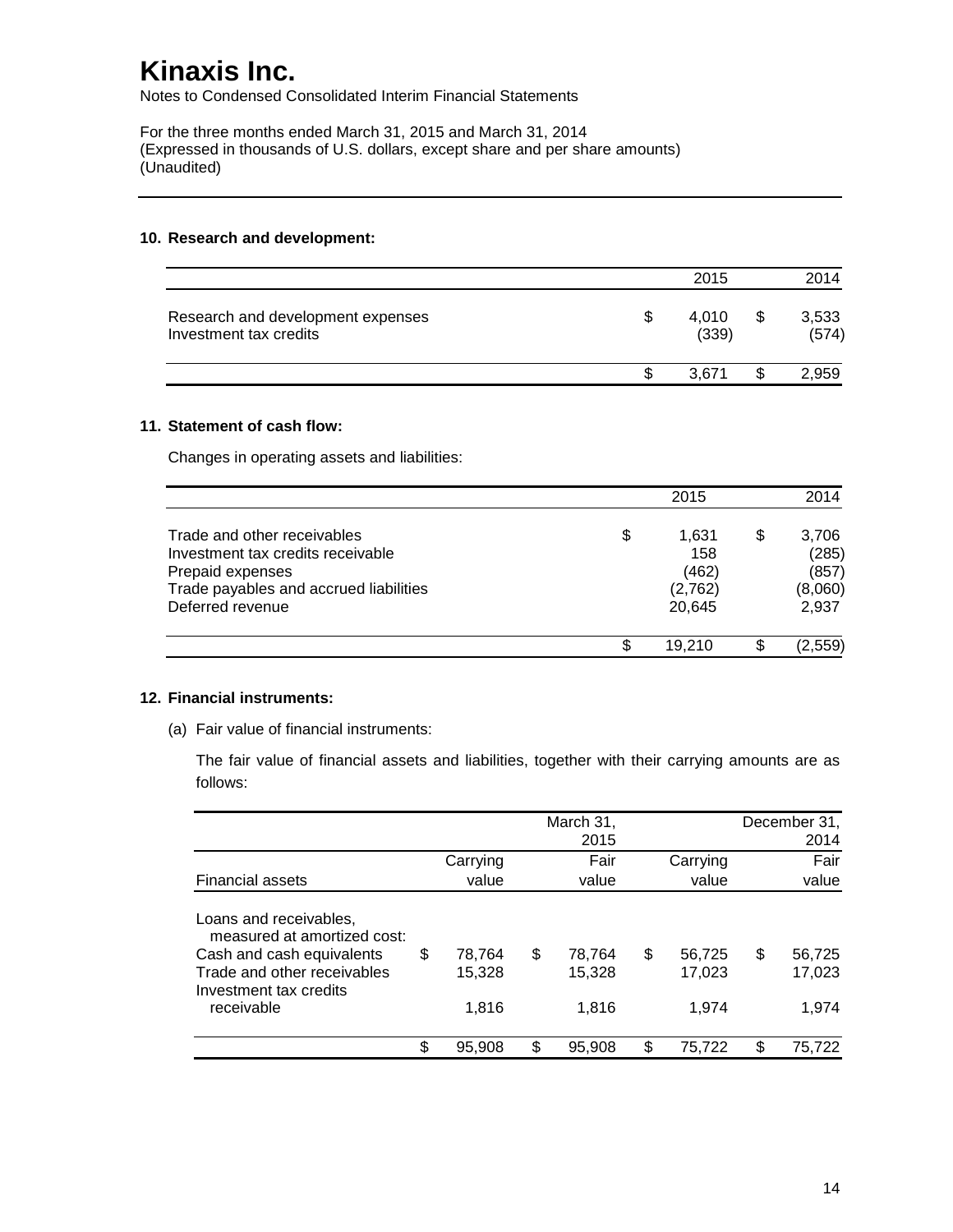# Kinaxis Inc.

Notes to Condensed Consolidated Interim Financial Statements

For the three months ended March 31, 2015 and March 31, 2014
(Expressed in thousands of U.S. dollars, except share and per share amounts)
(Unaudited)

---

### 10. Research and development:

| | 2015 | 2014 |
|---|---|---|
| Research and development expenses | $ 4,010 | $ 3,533 |
| Investment tax credits | (339) | (574) |
| | $ 3,671 | $ 2,959 |

### 11. Statement of cash flow:

Changes in operating assets and liabilities:

| | 2015 | 2014 |
|---|---|---|
| Trade and other receivables | $ 1,631 | $ 3,706 |
| Investment tax credits receivable | 158 | (285) |
| Prepaid expenses | (462) | (857) |
| Trade payables and accrued liabilities | (2,762) | (8,060) |
| Deferred revenue | 20,645 | 2,937 |
| | $ 19,210 | $ (2,559) |

### 12. Financial instruments:

(a) Fair value of financial instruments:

The fair value of financial assets and liabilities, together with their carrying amounts are as follows:

| | | March 31, 2015 | | December 31, 2014 |
|---|---|---|---|---|
| Financial assets | Carrying value | Fair value | Carrying value | Fair value |
| Loans and receivables, measured at amortized cost: | | | | |
| Cash and cash equivalents | $ 78,764 | $ 78,764 | $ 56,725 | $ 56,725 |
| Trade and other receivables | 15,328 | 15,328 | 17,023 | 17,023 |
| Investment tax credits receivable | 1,816 | 1,816 | 1,974 | 1,974 |
| | $ 95,908 | $ 95,908 | $ 75,722 | $ 75,722 |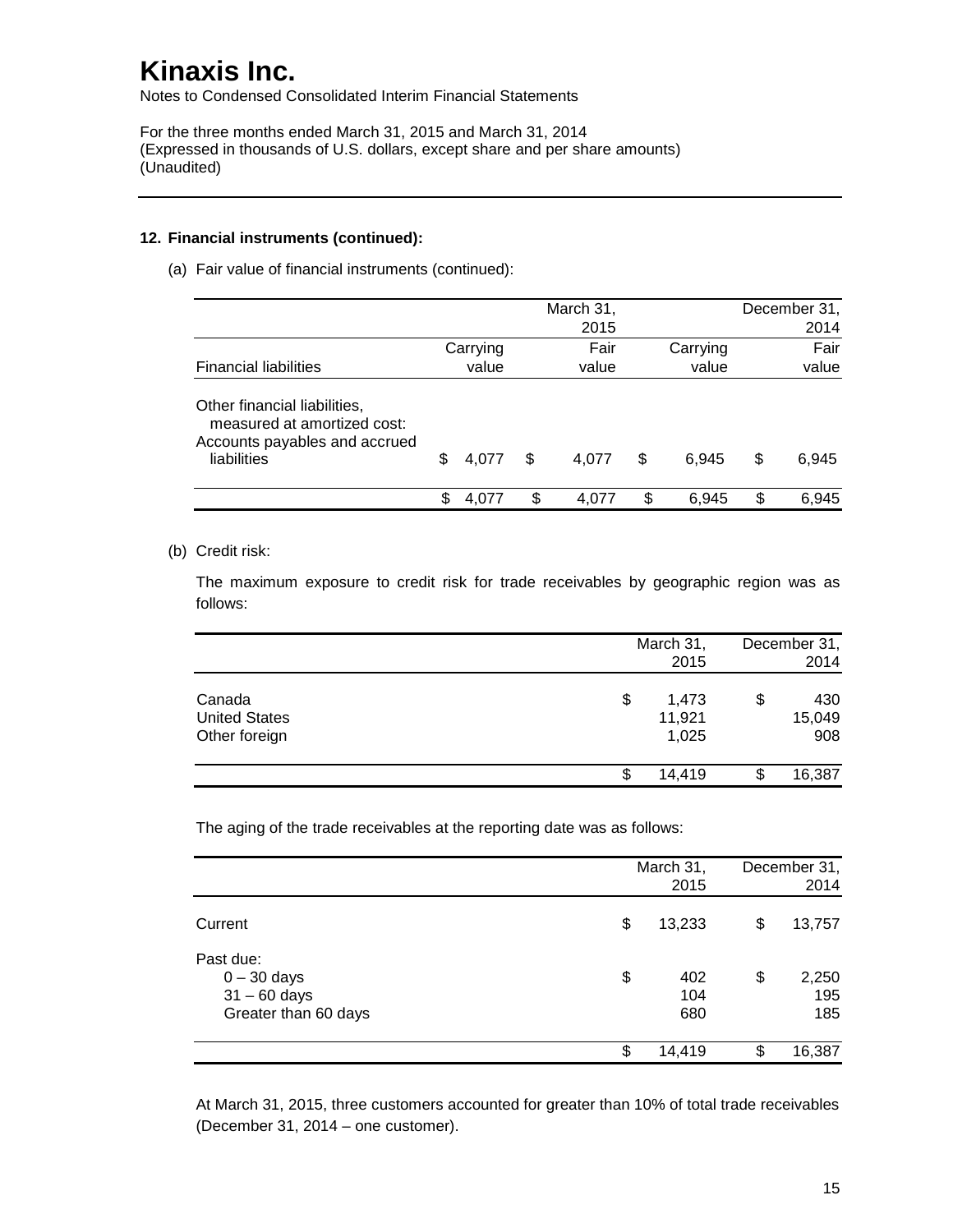# Kinaxis Inc.

Notes to Condensed Consolidated Interim Financial Statements

For the three months ended March 31, 2015 and March 31, 2014
(Expressed in thousands of U.S. dollars, except share and per share amounts)
(Unaudited)

---

**12. Financial instruments (continued):**

(a) Fair value of financial instruments (continued):

| | March 31, 2015 | | December 31, 2014 | |
|---|---|---|---|---|
| Financial liabilities | Carrying value | Fair value | Carrying value | Fair value |
| Other financial liabilities, measured at amortized cost: | | | | |
| Accounts payables and accrued liabilities | $ 4,077 | $ 4,077 | $ 6,945 | $ 6,945 |
| | $ 4,077 | $ 4,077 | $ 6,945 | $ 6,945 |

(b) Credit risk:

The maximum exposure to credit risk for trade receivables by geographic region was as follows:

| | March 31, 2015 | December 31, 2014 |
|---|---|---|
| Canada | $ 1,473 | $ 430 |
| United States | 11,921 | 15,049 |
| Other foreign | 1,025 | 908 |
| | $ 14,419 | $ 16,387 |

The aging of the trade receivables at the reporting date was as follows:

| | March 31, 2015 | December 31, 2014 |
|---|---|---|
| Current | $ 13,233 | $ 13,757 |
| Past due: | | |
| 0 – 30 days | $ 402 | $ 2,250 |
| 31 – 60 days | 104 | 195 |
| Greater than 60 days | 680 | 185 |
| | $ 14,419 | $ 16,387 |

At March 31, 2015, three customers accounted for greater than 10% of total trade receivables (December 31, 2014 – one customer).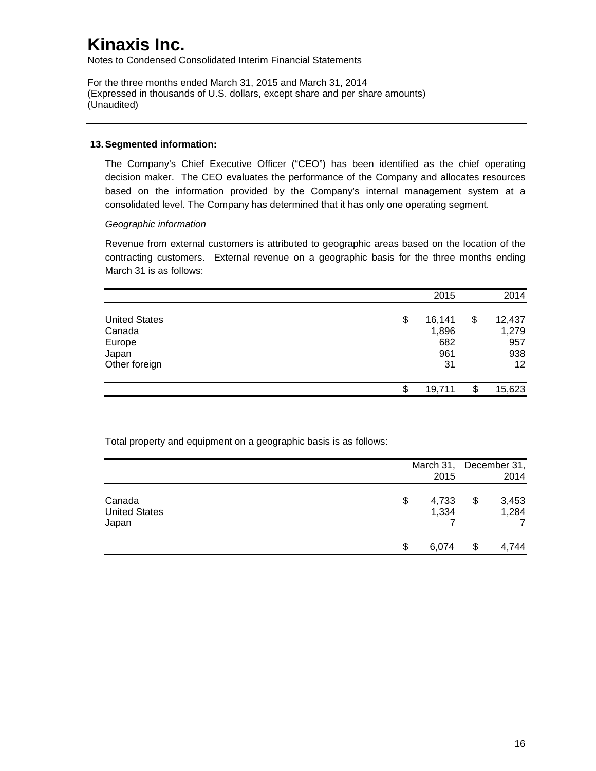# Kinaxis Inc.

Notes to Condensed Consolidated Interim Financial Statements

For the three months ended March 31, 2015 and March 31, 2014
(Expressed in thousands of U.S. dollars, except share and per share amounts)
(Unaudited)

## 13. Segmented information:

The Company's Chief Executive Officer ("CEO") has been identified as the chief operating decision maker. The CEO evaluates the performance of the Company and allocates resources based on the information provided by the Company's internal management system at a consolidated level. The Company has determined that it has only one operating segment.

*Geographic information*

Revenue from external customers is attributed to geographic areas based on the location of the contracting customers. External revenue on a geographic basis for the three months ending March 31 is as follows:

| | 2015 | 2014 |
|---|---|---|
| United States | $ 16,141 | $ 12,437 |
| Canada | 1,896 | 1,279 |
| Europe | 682 | 957 |
| Japan | 961 | 938 |
| Other foreign | 31 | 12 |
| | $ 19,711 | $ 15,623 |

Total property and equipment on a geographic basis is as follows:

| | March 31, 2015 | December 31, 2014 |
|---|---|---|
| Canada | $ 4,733 | $ 3,453 |
| United States | 1,334 | 1,284 |
| Japan | 7 | 7 |
| | $ 6,074 | $ 4,744 |